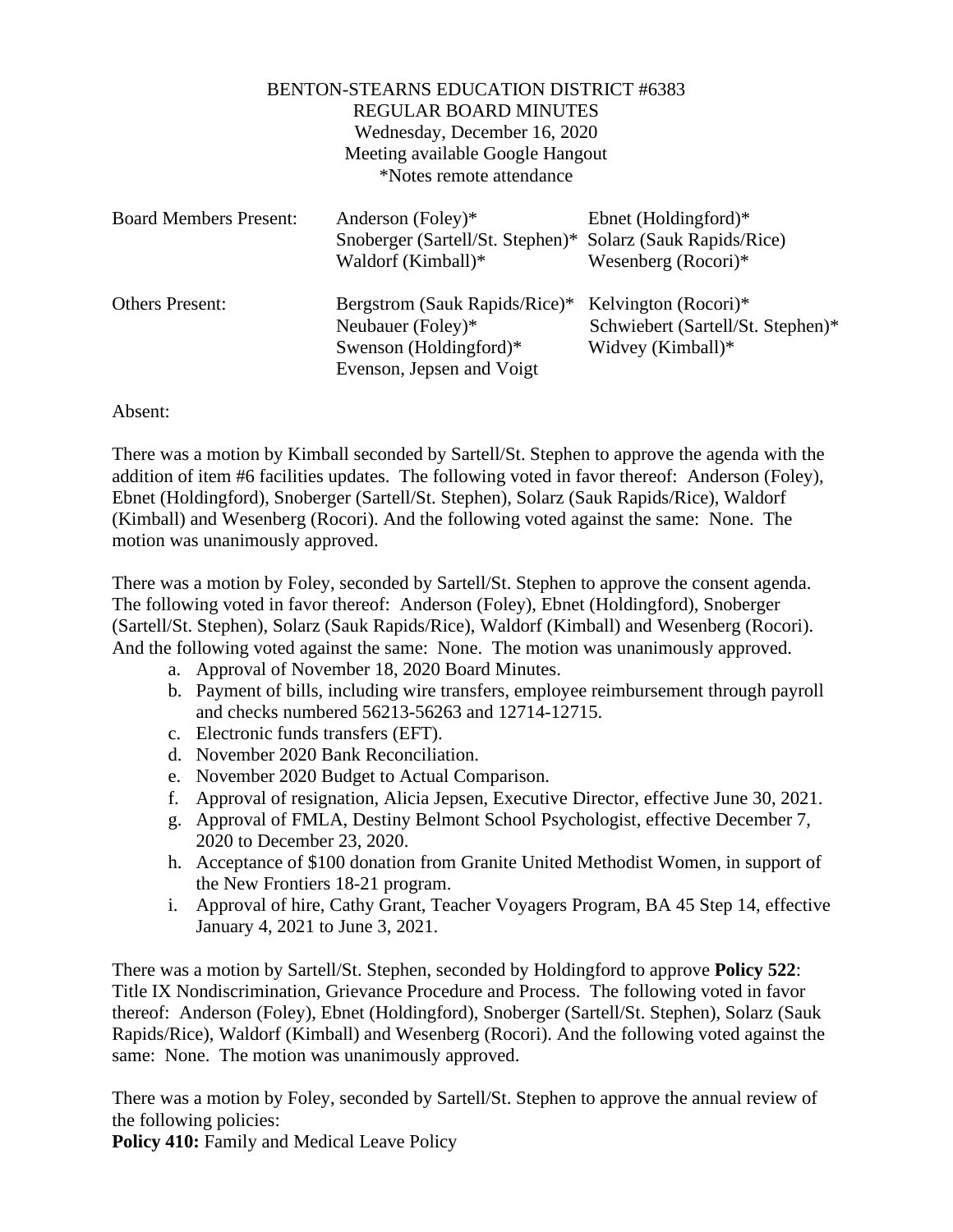BENTON-STEARNS EDUCATION DISTRICT #6383
REGULAR BOARD MINUTES
Wednesday, December 16, 2020
Meeting available Google Hangout
*Notes remote attendance

| | | |
|---|---|---|
| Board Members Present: | Anderson (Foley)* | Ebnet (Holdingford)* |
| | Snoberger (Sartell/St. Stephen)* | Solarz (Sauk Rapids/Rice) |
| | Waldorf (Kimball)* | Wesenberg (Rocori)* |
| Others Present: | Bergstrom (Sauk Rapids/Rice)* | Kelvington (Rocori)* |
| | Neubauer (Foley)* | Schwiebert (Sartell/St. Stephen)* |
| | Swenson (Holdingford)* | Widvey (Kimball)* |
| | Evenson, Jepsen and Voigt | |

Absent:

There was a motion by Kimball seconded by Sartell/St. Stephen to approve the agenda with the addition of item #6 facilities updates. The following voted in favor thereof: Anderson (Foley), Ebnet (Holdingford), Snoberger (Sartell/St. Stephen), Solarz (Sauk Rapids/Rice), Waldorf (Kimball) and Wesenberg (Rocori). And the following voted against the same: None. The motion was unanimously approved.

There was a motion by Foley, seconded by Sartell/St. Stephen to approve the consent agenda. The following voted in favor thereof: Anderson (Foley), Ebnet (Holdingford), Snoberger (Sartell/St. Stephen), Solarz (Sauk Rapids/Rice), Waldorf (Kimball) and Wesenberg (Rocori). And the following voted against the same: None. The motion was unanimously approved.

a. Approval of November 18, 2020 Board Minutes.
b. Payment of bills, including wire transfers, employee reimbursement through payroll and checks numbered 56213-56263 and 12714-12715.
c. Electronic funds transfers (EFT).
d. November 2020 Bank Reconciliation.
e. November 2020 Budget to Actual Comparison.
f. Approval of resignation, Alicia Jepsen, Executive Director, effective June 30, 2021.
g. Approval of FMLA, Destiny Belmont School Psychologist, effective December 7, 2020 to December 23, 2020.
h. Acceptance of $100 donation from Granite United Methodist Women, in support of the New Frontiers 18-21 program.
i. Approval of hire, Cathy Grant, Teacher Voyagers Program, BA 45 Step 14, effective January 4, 2021 to June 3, 2021.

There was a motion by Sartell/St. Stephen, seconded by Holdingford to approve **Policy 522**: Title IX Nondiscrimination, Grievance Procedure and Process. The following voted in favor thereof: Anderson (Foley), Ebnet (Holdingford), Snoberger (Sartell/St. Stephen), Solarz (Sauk Rapids/Rice), Waldorf (Kimball) and Wesenberg (Rocori). And the following voted against the same: None. The motion was unanimously approved.

There was a motion by Foley, seconded by Sartell/St. Stephen to approve the annual review of the following policies:
**Policy 410:** Family and Medical Leave Policy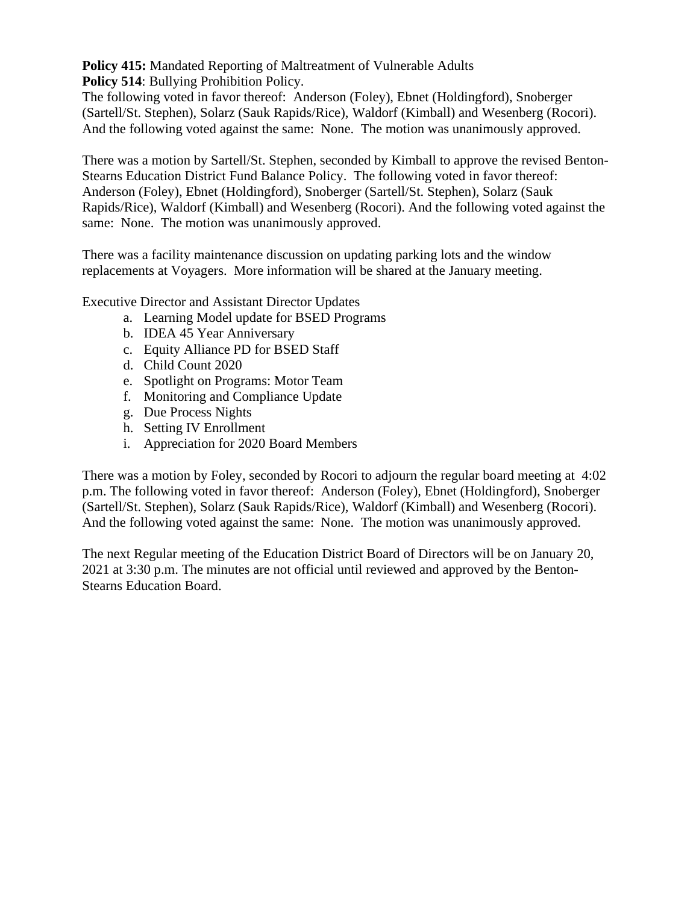**Policy 415:** Mandated Reporting of Maltreatment of Vulnerable Adults
**Policy 514**: Bullying Prohibition Policy.
The following voted in favor thereof: Anderson (Foley), Ebnet (Holdingford), Snoberger (Sartell/St. Stephen), Solarz (Sauk Rapids/Rice), Waldorf (Kimball) and Wesenberg (Rocori). And the following voted against the same: None. The motion was unanimously approved.

There was a motion by Sartell/St. Stephen, seconded by Kimball to approve the revised Benton-Stearns Education District Fund Balance Policy. The following voted in favor thereof: Anderson (Foley), Ebnet (Holdingford), Snoberger (Sartell/St. Stephen), Solarz (Sauk Rapids/Rice), Waldorf (Kimball) and Wesenberg (Rocori). And the following voted against the same: None. The motion was unanimously approved.

There was a facility maintenance discussion on updating parking lots and the window replacements at Voyagers. More information will be shared at the January meeting.

Executive Director and Assistant Director Updates

a. Learning Model update for BSED Programs
b. IDEA 45 Year Anniversary
c. Equity Alliance PD for BSED Staff
d. Child Count 2020
e. Spotlight on Programs: Motor Team
f. Monitoring and Compliance Update
g. Due Process Nights
h. Setting IV Enrollment
i. Appreciation for 2020 Board Members

There was a motion by Foley, seconded by Rocori to adjourn the regular board meeting at 4:02 p.m. The following voted in favor thereof: Anderson (Foley), Ebnet (Holdingford), Snoberger (Sartell/St. Stephen), Solarz (Sauk Rapids/Rice), Waldorf (Kimball) and Wesenberg (Rocori). And the following voted against the same: None. The motion was unanimously approved.

The next Regular meeting of the Education District Board of Directors will be on January 20, 2021 at 3:30 p.m. The minutes are not official until reviewed and approved by the Benton-Stearns Education Board.